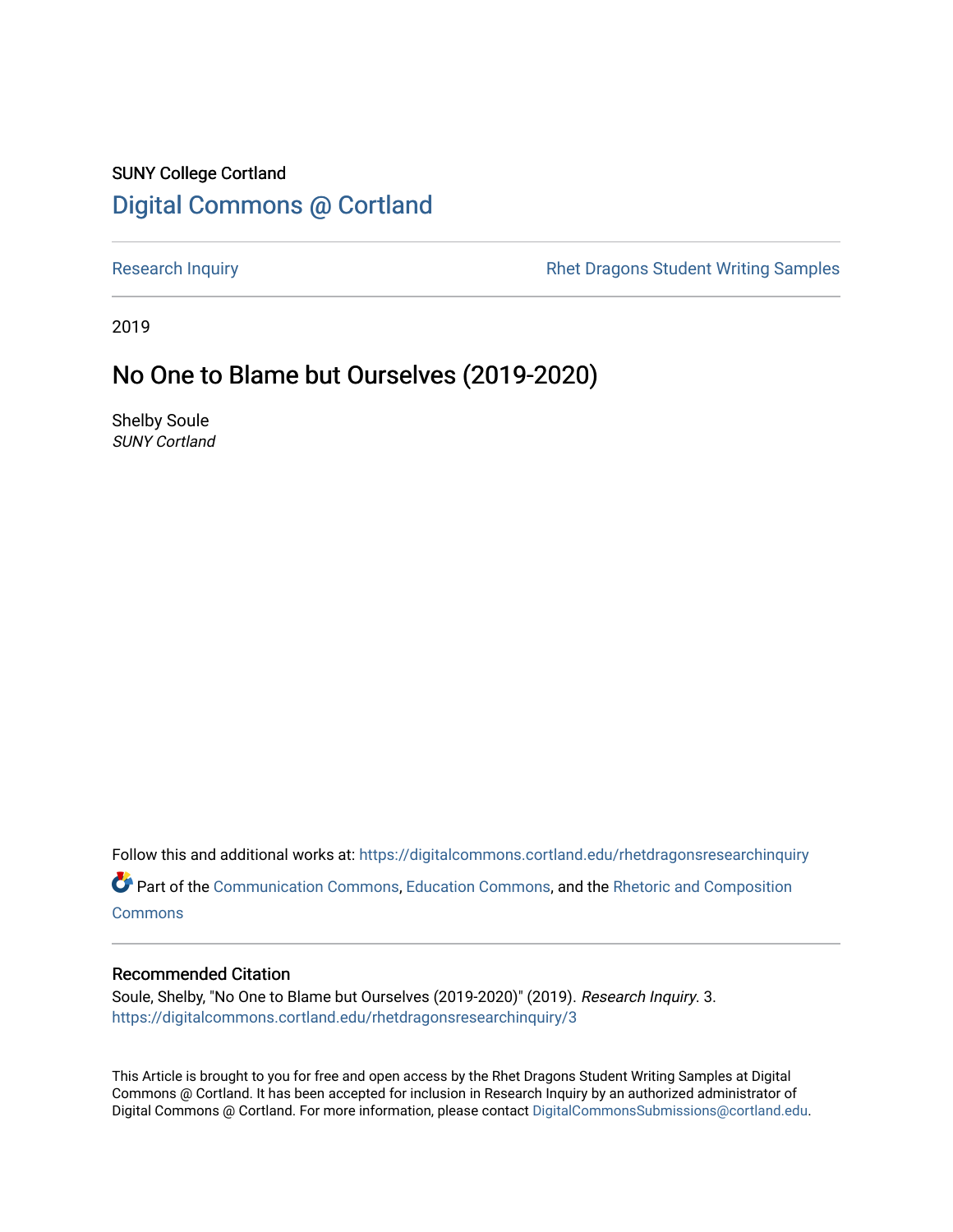SUNY College Cortland

# Digital Commons @ Cortland

Research Inquiry | Rhet Dragons Student Writing Samples

2019

## No One to Blame but Ourselves (2019-2020)

Shelby Soule
*SUNY Cortland*

Follow this and additional works at: https://digitalcommons.cortland.edu/rhetdragonsresearchinquiry

Part of the Communication Commons, Education Commons, and the Rhetoric and Composition Commons

### Recommended Citation

Soule, Shelby, "No One to Blame but Ourselves (2019-2020)" (2019). *Research Inquiry*. 3.
https://digitalcommons.cortland.edu/rhetdragonsresearchinquiry/3

This Article is brought to you for free and open access by the Rhet Dragons Student Writing Samples at Digital Commons @ Cortland. It has been accepted for inclusion in Research Inquiry by an authorized administrator of Digital Commons @ Cortland. For more information, please contact DigitalCommonsSubmissions@cortland.edu.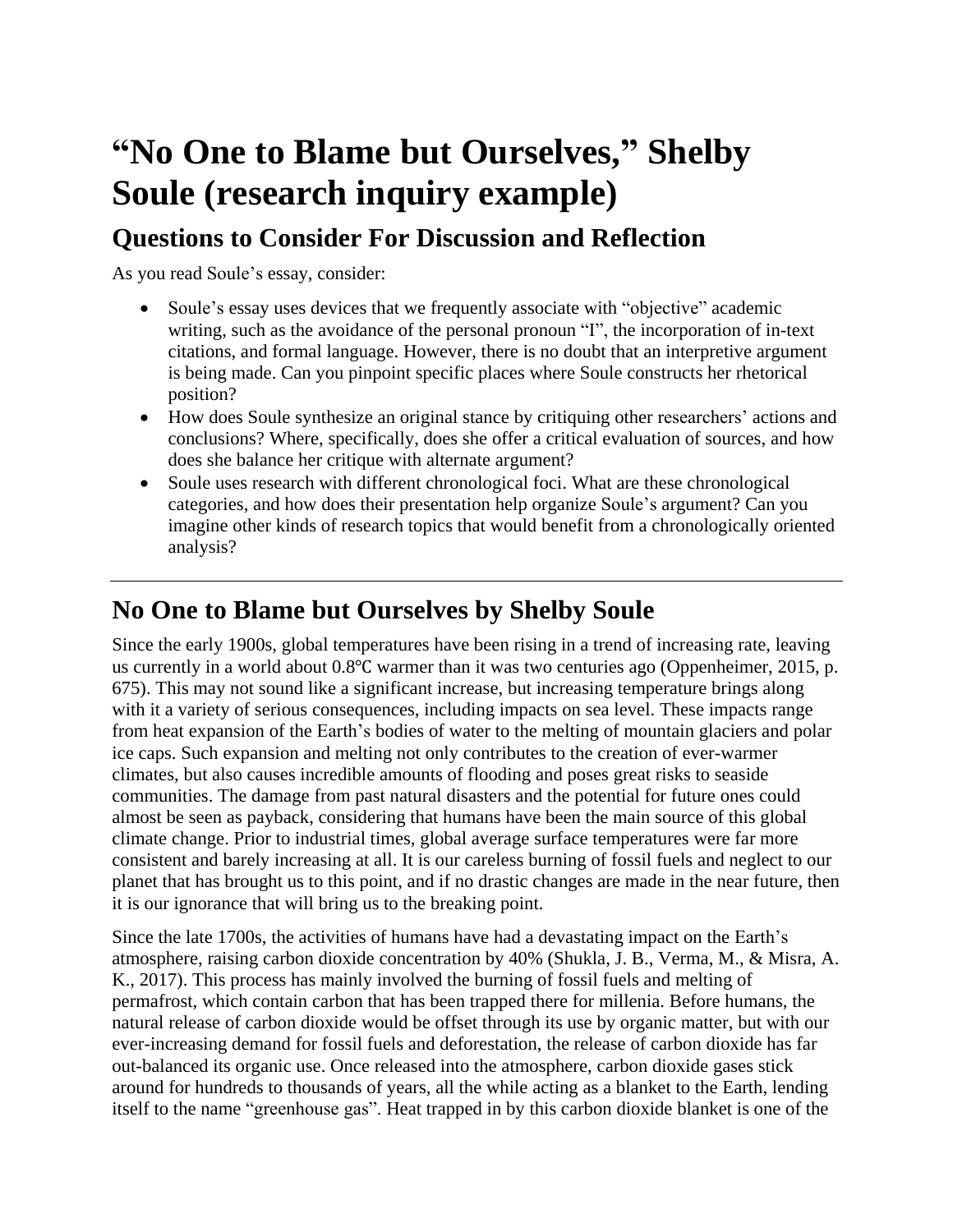# "No One to Blame but Ourselves," Shelby Soule (research inquiry example)

## Questions to Consider For Discussion and Reflection

As you read Soule's essay, consider:

- Soule's essay uses devices that we frequently associate with "objective" academic writing, such as the avoidance of the personal pronoun "I", the incorporation of in-text citations, and formal language. However, there is no doubt that an interpretive argument is being made. Can you pinpoint specific places where Soule constructs her rhetorical position?
- How does Soule synthesize an original stance by critiquing other researchers' actions and conclusions? Where, specifically, does she offer a critical evaluation of sources, and how does she balance her critique with alternate argument?
- Soule uses research with different chronological foci. What are these chronological categories, and how does their presentation help organize Soule's argument? Can you imagine other kinds of research topics that would benefit from a chronologically oriented analysis?

---

## No One to Blame but Ourselves by Shelby Soule

Since the early 1900s, global temperatures have been rising in a trend of increasing rate, leaving us currently in a world about 0.8℃ warmer than it was two centuries ago (Oppenheimer, 2015, p. 675). This may not sound like a significant increase, but increasing temperature brings along with it a variety of serious consequences, including impacts on sea level. These impacts range from heat expansion of the Earth's bodies of water to the melting of mountain glaciers and polar ice caps. Such expansion and melting not only contributes to the creation of ever-warmer climates, but also causes incredible amounts of flooding and poses great risks to seaside communities. The damage from past natural disasters and the potential for future ones could almost be seen as payback, considering that humans have been the main source of this global climate change. Prior to industrial times, global average surface temperatures were far more consistent and barely increasing at all. It is our careless burning of fossil fuels and neglect to our planet that has brought us to this point, and if no drastic changes are made in the near future, then it is our ignorance that will bring us to the breaking point.

Since the late 1700s, the activities of humans have had a devastating impact on the Earth's atmosphere, raising carbon dioxide concentration by 40% (Shukla, J. B., Verma, M., & Misra, A. K., 2017). This process has mainly involved the burning of fossil fuels and melting of permafrost, which contain carbon that has been trapped there for millenia. Before humans, the natural release of carbon dioxide would be offset through its use by organic matter, but with our ever-increasing demand for fossil fuels and deforestation, the release of carbon dioxide has far out-balanced its organic use. Once released into the atmosphere, carbon dioxide gases stick around for hundreds to thousands of years, all the while acting as a blanket to the Earth, lending itself to the name "greenhouse gas". Heat trapped in by this carbon dioxide blanket is one of the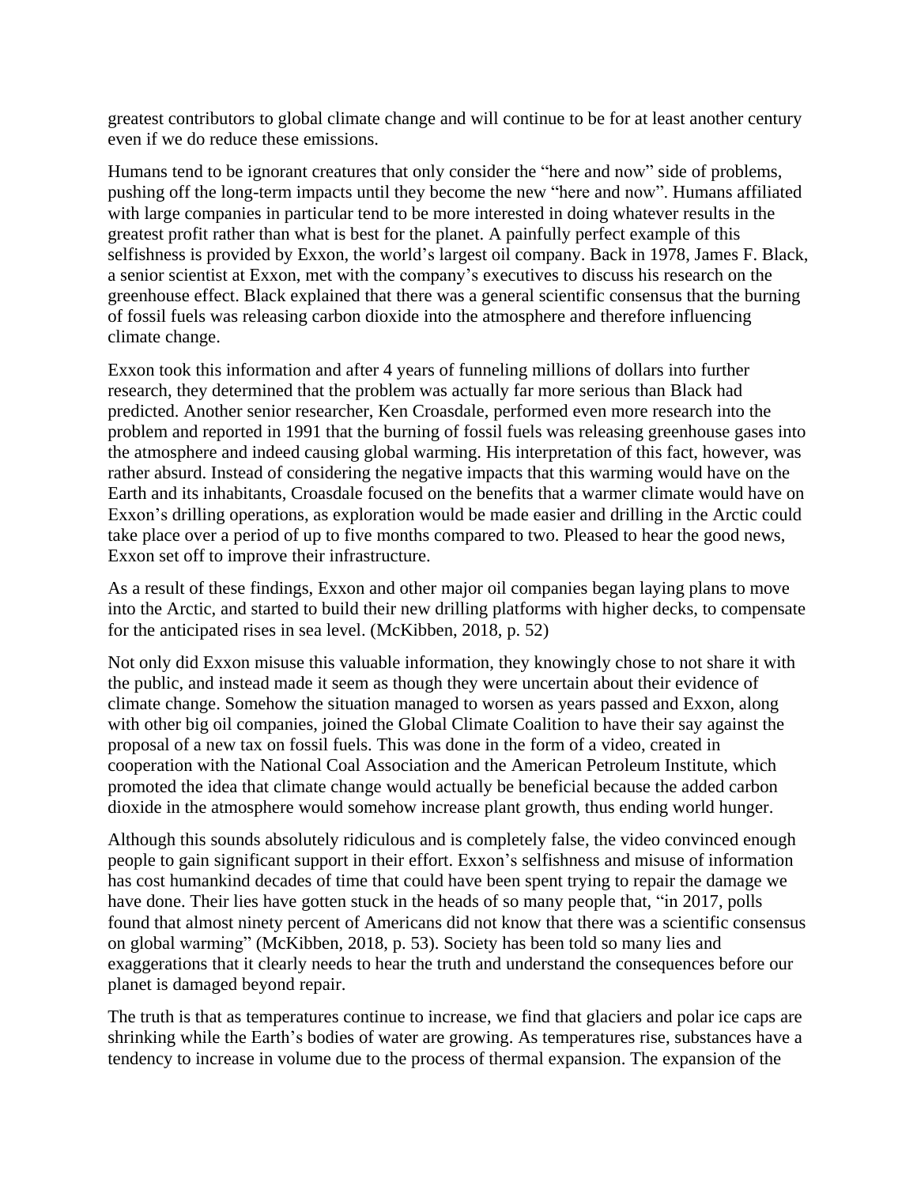greatest contributors to global climate change and will continue to be for at least another century even if we do reduce these emissions.

Humans tend to be ignorant creatures that only consider the "here and now" side of problems, pushing off the long-term impacts until they become the new "here and now". Humans affiliated with large companies in particular tend to be more interested in doing whatever results in the greatest profit rather than what is best for the planet. A painfully perfect example of this selfishness is provided by Exxon, the world's largest oil company. Back in 1978, James F. Black, a senior scientist at Exxon, met with the company's executives to discuss his research on the greenhouse effect. Black explained that there was a general scientific consensus that the burning of fossil fuels was releasing carbon dioxide into the atmosphere and therefore influencing climate change.

Exxon took this information and after 4 years of funneling millions of dollars into further research, they determined that the problem was actually far more serious than Black had predicted. Another senior researcher, Ken Croasdale, performed even more research into the problem and reported in 1991 that the burning of fossil fuels was releasing greenhouse gases into the atmosphere and indeed causing global warming. His interpretation of this fact, however, was rather absurd. Instead of considering the negative impacts that this warming would have on the Earth and its inhabitants, Croasdale focused on the benefits that a warmer climate would have on Exxon's drilling operations, as exploration would be made easier and drilling in the Arctic could take place over a period of up to five months compared to two. Pleased to hear the good news, Exxon set off to improve their infrastructure.

As a result of these findings, Exxon and other major oil companies began laying plans to move into the Arctic, and started to build their new drilling platforms with higher decks, to compensate for the anticipated rises in sea level. (McKibben, 2018, p. 52)

Not only did Exxon misuse this valuable information, they knowingly chose to not share it with the public, and instead made it seem as though they were uncertain about their evidence of climate change. Somehow the situation managed to worsen as years passed and Exxon, along with other big oil companies, joined the Global Climate Coalition to have their say against the proposal of a new tax on fossil fuels. This was done in the form of a video, created in cooperation with the National Coal Association and the American Petroleum Institute, which promoted the idea that climate change would actually be beneficial because the added carbon dioxide in the atmosphere would somehow increase plant growth, thus ending world hunger.

Although this sounds absolutely ridiculous and is completely false, the video convinced enough people to gain significant support in their effort. Exxon's selfishness and misuse of information has cost humankind decades of time that could have been spent trying to repair the damage we have done. Their lies have gotten stuck in the heads of so many people that, "in 2017, polls found that almost ninety percent of Americans did not know that there was a scientific consensus on global warming" (McKibben, 2018, p. 53). Society has been told so many lies and exaggerations that it clearly needs to hear the truth and understand the consequences before our planet is damaged beyond repair.

The truth is that as temperatures continue to increase, we find that glaciers and polar ice caps are shrinking while the Earth's bodies of water are growing. As temperatures rise, substances have a tendency to increase in volume due to the process of thermal expansion. The expansion of the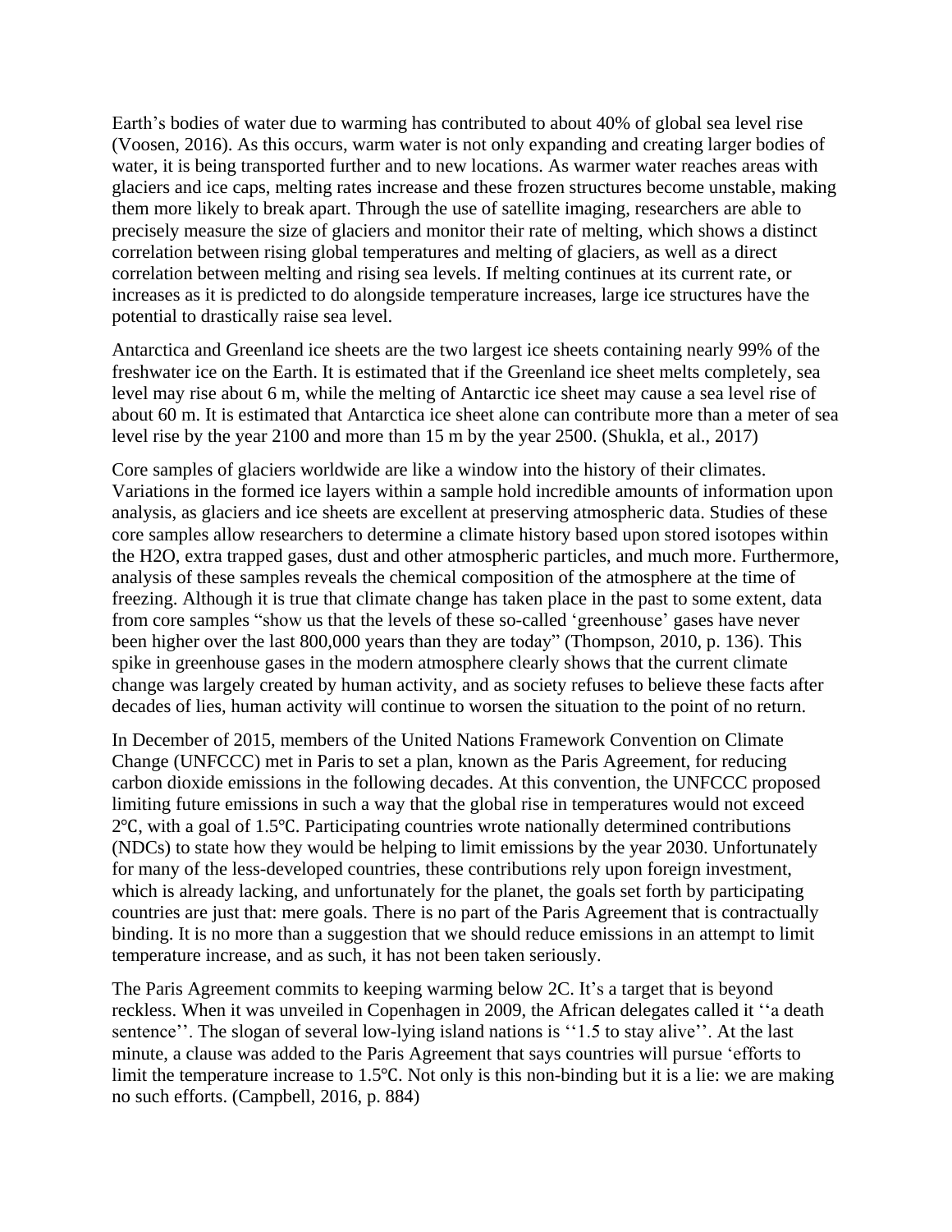Earth's bodies of water due to warming has contributed to about 40% of global sea level rise (Voosen, 2016). As this occurs, warm water is not only expanding and creating larger bodies of water, it is being transported further and to new locations. As warmer water reaches areas with glaciers and ice caps, melting rates increase and these frozen structures become unstable, making them more likely to break apart. Through the use of satellite imaging, researchers are able to precisely measure the size of glaciers and monitor their rate of melting, which shows a distinct correlation between rising global temperatures and melting of glaciers, as well as a direct correlation between melting and rising sea levels. If melting continues at its current rate, or increases as it is predicted to do alongside temperature increases, large ice structures have the potential to drastically raise sea level.

Antarctica and Greenland ice sheets are the two largest ice sheets containing nearly 99% of the freshwater ice on the Earth. It is estimated that if the Greenland ice sheet melts completely, sea level may rise about 6 m, while the melting of Antarctic ice sheet may cause a sea level rise of about 60 m. It is estimated that Antarctica ice sheet alone can contribute more than a meter of sea level rise by the year 2100 and more than 15 m by the year 2500. (Shukla, et al., 2017)

Core samples of glaciers worldwide are like a window into the history of their climates. Variations in the formed ice layers within a sample hold incredible amounts of information upon analysis, as glaciers and ice sheets are excellent at preserving atmospheric data. Studies of these core samples allow researchers to determine a climate history based upon stored isotopes within the H2O, extra trapped gases, dust and other atmospheric particles, and much more. Furthermore, analysis of these samples reveals the chemical composition of the atmosphere at the time of freezing. Although it is true that climate change has taken place in the past to some extent, data from core samples "show us that the levels of these so-called 'greenhouse' gases have never been higher over the last 800,000 years than they are today" (Thompson, 2010, p. 136). This spike in greenhouse gases in the modern atmosphere clearly shows that the current climate change was largely created by human activity, and as society refuses to believe these facts after decades of lies, human activity will continue to worsen the situation to the point of no return.

In December of 2015, members of the United Nations Framework Convention on Climate Change (UNFCCC) met in Paris to set a plan, known as the Paris Agreement, for reducing carbon dioxide emissions in the following decades. At this convention, the UNFCCC proposed limiting future emissions in such a way that the global rise in temperatures would not exceed 2℃, with a goal of 1.5℃. Participating countries wrote nationally determined contributions (NDCs) to state how they would be helping to limit emissions by the year 2030. Unfortunately for many of the less-developed countries, these contributions rely upon foreign investment, which is already lacking, and unfortunately for the planet, the goals set forth by participating countries are just that: mere goals. There is no part of the Paris Agreement that is contractually binding. It is no more than a suggestion that we should reduce emissions in an attempt to limit temperature increase, and as such, it has not been taken seriously.

The Paris Agreement commits to keeping warming below 2C. It's a target that is beyond reckless. When it was unveiled in Copenhagen in 2009, the African delegates called it ''a death sentence''. The slogan of several low-lying island nations is ''1.5 to stay alive''. At the last minute, a clause was added to the Paris Agreement that says countries will pursue 'efforts to limit the temperature increase to 1.5℃. Not only is this non-binding but it is a lie: we are making no such efforts. (Campbell, 2016, p. 884)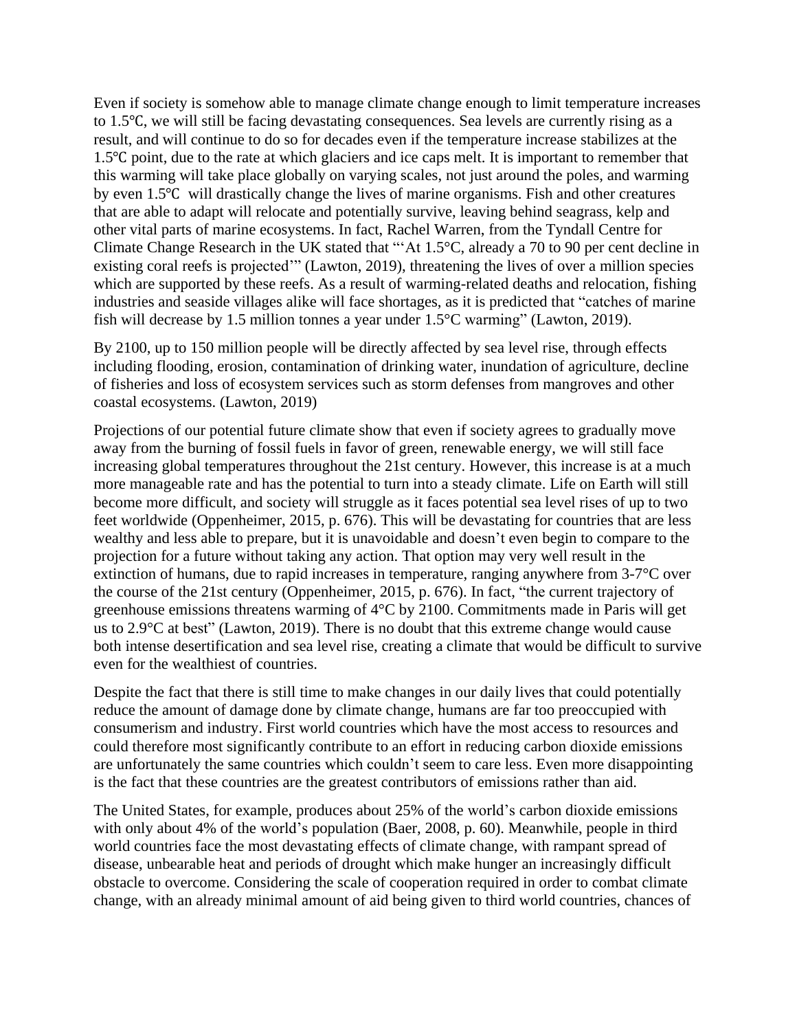Even if society is somehow able to manage climate change enough to limit temperature increases to 1.5℃, we will still be facing devastating consequences. Sea levels are currently rising as a result, and will continue to do so for decades even if the temperature increase stabilizes at the 1.5℃ point, due to the rate at which glaciers and ice caps melt. It is important to remember that this warming will take place globally on varying scales, not just around the poles, and warming by even 1.5℃ will drastically change the lives of marine organisms. Fish and other creatures that are able to adapt will relocate and potentially survive, leaving behind seagrass, kelp and other vital parts of marine ecosystems. In fact, Rachel Warren, from the Tyndall Centre for Climate Change Research in the UK stated that "'At 1.5°C, already a 70 to 90 per cent decline in existing coral reefs is projected'" (Lawton, 2019), threatening the lives of over a million species which are supported by these reefs. As a result of warming-related deaths and relocation, fishing industries and seaside villages alike will face shortages, as it is predicted that "catches of marine fish will decrease by 1.5 million tonnes a year under 1.5°C warming" (Lawton, 2019).

By 2100, up to 150 million people will be directly affected by sea level rise, through effects including flooding, erosion, contamination of drinking water, inundation of agriculture, decline of fisheries and loss of ecosystem services such as storm defenses from mangroves and other coastal ecosystems. (Lawton, 2019)

Projections of our potential future climate show that even if society agrees to gradually move away from the burning of fossil fuels in favor of green, renewable energy, we will still face increasing global temperatures throughout the 21st century. However, this increase is at a much more manageable rate and has the potential to turn into a steady climate. Life on Earth will still become more difficult, and society will struggle as it faces potential sea level rises of up to two feet worldwide (Oppenheimer, 2015, p. 676). This will be devastating for countries that are less wealthy and less able to prepare, but it is unavoidable and doesn't even begin to compare to the projection for a future without taking any action. That option may very well result in the extinction of humans, due to rapid increases in temperature, ranging anywhere from 3-7°C over the course of the 21st century (Oppenheimer, 2015, p. 676). In fact, "the current trajectory of greenhouse emissions threatens warming of 4°C by 2100. Commitments made in Paris will get us to 2.9°C at best" (Lawton, 2019). There is no doubt that this extreme change would cause both intense desertification and sea level rise, creating a climate that would be difficult to survive even for the wealthiest of countries.

Despite the fact that there is still time to make changes in our daily lives that could potentially reduce the amount of damage done by climate change, humans are far too preoccupied with consumerism and industry. First world countries which have the most access to resources and could therefore most significantly contribute to an effort in reducing carbon dioxide emissions are unfortunately the same countries which couldn't seem to care less. Even more disappointing is the fact that these countries are the greatest contributors of emissions rather than aid.

The United States, for example, produces about 25% of the world's carbon dioxide emissions with only about 4% of the world's population (Baer, 2008, p. 60). Meanwhile, people in third world countries face the most devastating effects of climate change, with rampant spread of disease, unbearable heat and periods of drought which make hunger an increasingly difficult obstacle to overcome. Considering the scale of cooperation required in order to combat climate change, with an already minimal amount of aid being given to third world countries, chances of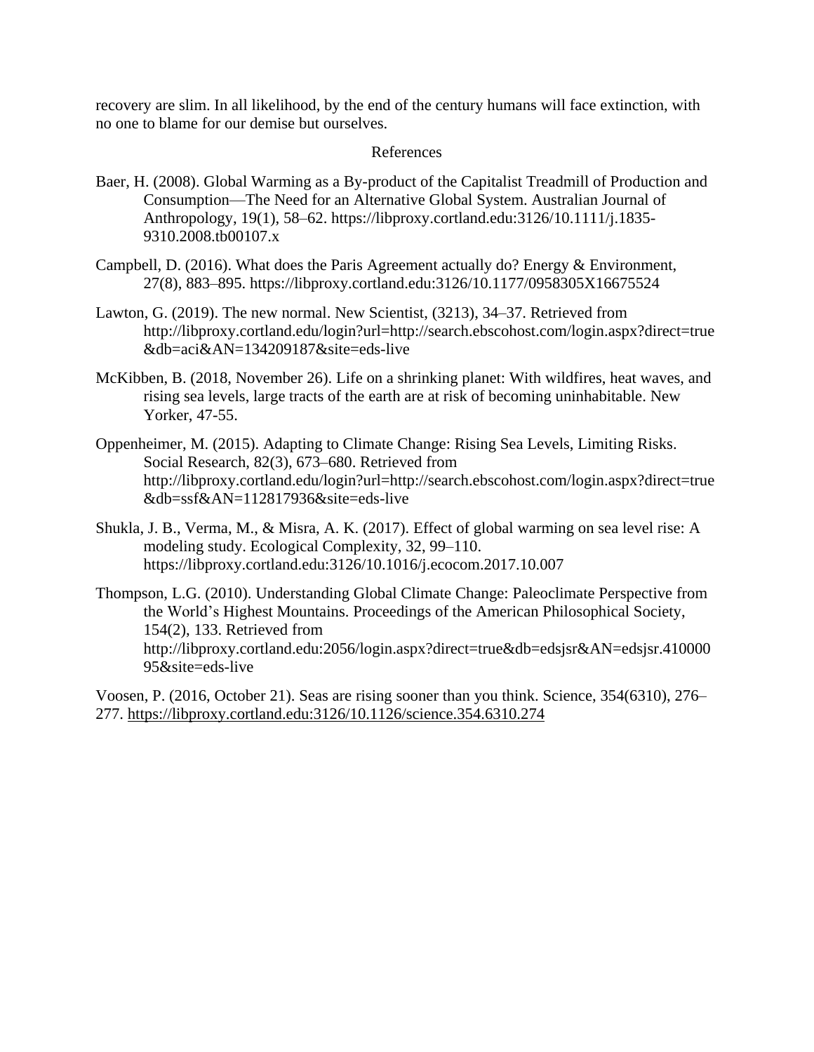recovery are slim. In all likelihood, by the end of the century humans will face extinction, with no one to blame for our demise but ourselves.

## References

Baer, H. (2008). Global Warming as a By-product of the Capitalist Treadmill of Production and Consumption—The Need for an Alternative Global System. Australian Journal of Anthropology, 19(1), 58–62. https://libproxy.cortland.edu:3126/10.1111/j.1835-9310.2008.tb00107.x

Campbell, D. (2016). What does the Paris Agreement actually do? Energy & Environment, 27(8), 883–895. https://libproxy.cortland.edu:3126/10.1177/0958305X16675524

Lawton, G. (2019). The new normal. New Scientist, (3213), 34–37. Retrieved from http://libproxy.cortland.edu/login?url=http://search.ebscohost.com/login.aspx?direct=true&db=aci&AN=134209187&site=eds-live

McKibben, B. (2018, November 26). Life on a shrinking planet: With wildfires, heat waves, and rising sea levels, large tracts of the earth are at risk of becoming uninhabitable. New Yorker, 47-55.

Oppenheimer, M. (2015). Adapting to Climate Change: Rising Sea Levels, Limiting Risks. Social Research, 82(3), 673–680. Retrieved from http://libproxy.cortland.edu/login?url=http://search.ebscohost.com/login.aspx?direct=true&db=ssf&AN=112817936&site=eds-live

Shukla, J. B., Verma, M., & Misra, A. K. (2017). Effect of global warming on sea level rise: A modeling study. Ecological Complexity, 32, 99–110. https://libproxy.cortland.edu:3126/10.1016/j.ecocom.2017.10.007

Thompson, L.G. (2010). Understanding Global Climate Change: Paleoclimate Perspective from the World's Highest Mountains. Proceedings of the American Philosophical Society, 154(2), 133. Retrieved from http://libproxy.cortland.edu:2056/login.aspx?direct=true&db=edsjsr&AN=edsjsr.41000095&site=eds-live

Voosen, P. (2016, October 21). Seas are rising sooner than you think. Science, 354(6310), 276–277. https://libproxy.cortland.edu:3126/10.1126/science.354.6310.274